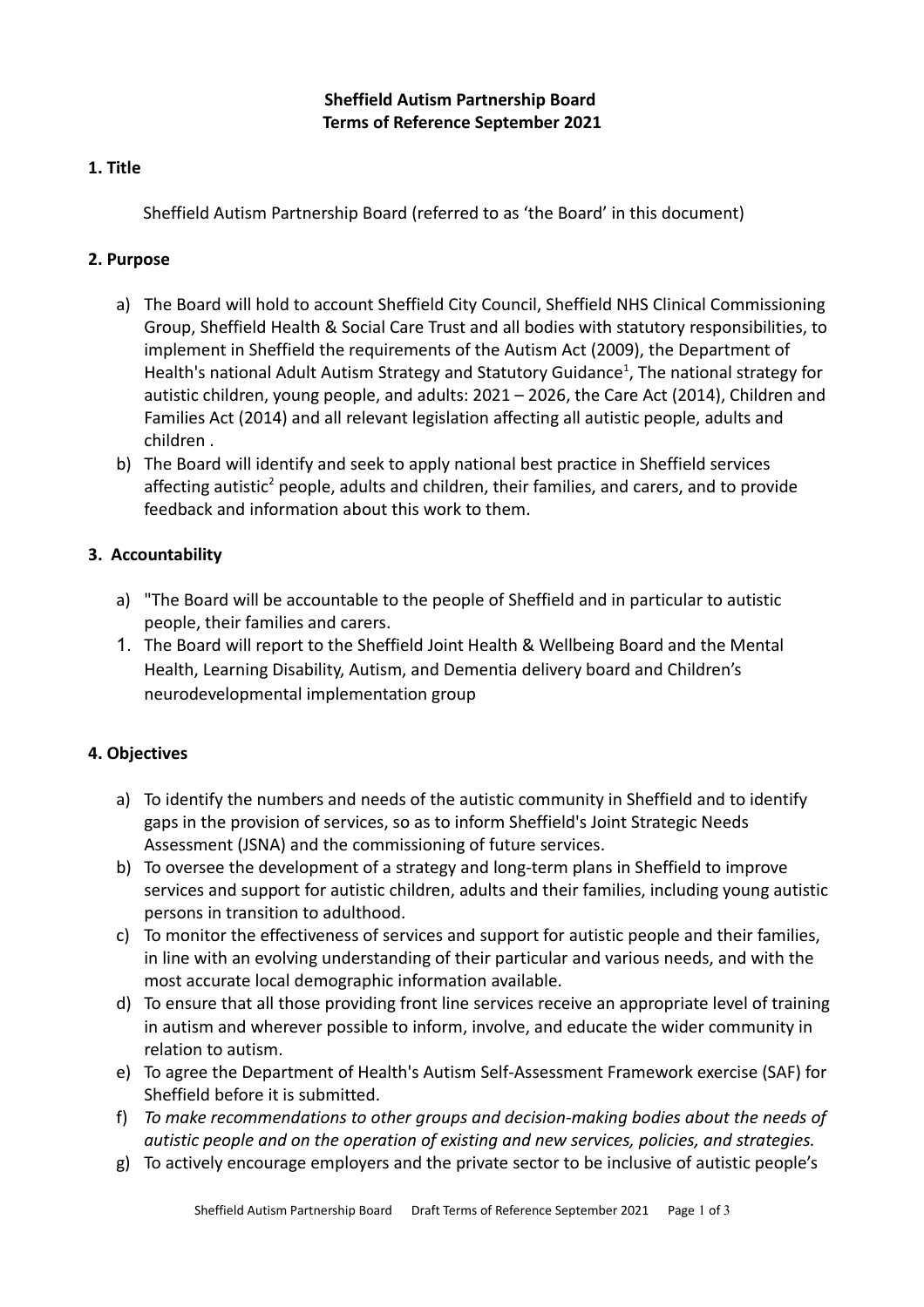**Sheffield Autism Partnership Board**
**Terms of Reference September 2021**

## 1. Title

Sheffield Autism Partnership Board (referred to as 'the Board' in this document)

## 2. Purpose

a) The Board will hold to account Sheffield City Council, Sheffield NHS Clinical Commissioning Group, Sheffield Health & Social Care Trust and all bodies with statutory responsibilities, to implement in Sheffield the requirements of the Autism Act (2009), the Department of Health's national Adult Autism Strategy and Statutory Guidance[1], The national strategy for autistic children, young people, and adults: 2021 – 2026, the Care Act (2014), Children and Families Act (2014) and all relevant legislation affecting all autistic people, adults and children .

b) The Board will identify and seek to apply national best practice in Sheffield services affecting autistic[2] people, adults and children, their families, and carers, and to provide feedback and information about this work to them.

## 3. Accountability

a) "The Board will be accountable to the people of Sheffield and in particular to autistic people, their families and carers.

1. The Board will report to the Sheffield Joint Health & Wellbeing Board and the Mental Health, Learning Disability, Autism, and Dementia delivery board and Children's neurodevelopmental implementation group

## 4. Objectives

a) To identify the numbers and needs of the autistic community in Sheffield and to identify gaps in the provision of services, so as to inform Sheffield's Joint Strategic Needs Assessment (JSNA) and the commissioning of future services.

b) To oversee the development of a strategy and long-term plans in Sheffield to improve services and support for autistic children, adults and their families, including young autistic persons in transition to adulthood.

c) To monitor the effectiveness of services and support for autistic people and their families, in line with an evolving understanding of their particular and various needs, and with the most accurate local demographic information available.

d) To ensure that all those providing front line services receive an appropriate level of training in autism and wherever possible to inform, involve, and educate the wider community in relation to autism.

e) To agree the Department of Health's Autism Self-Assessment Framework exercise (SAF) for Sheffield before it is submitted.

f) *To make recommendations to other groups and decision-making bodies about the needs of autistic people and on the operation of existing and new services, policies, and strategies.*

g) To actively encourage employers and the private sector to be inclusive of autistic people's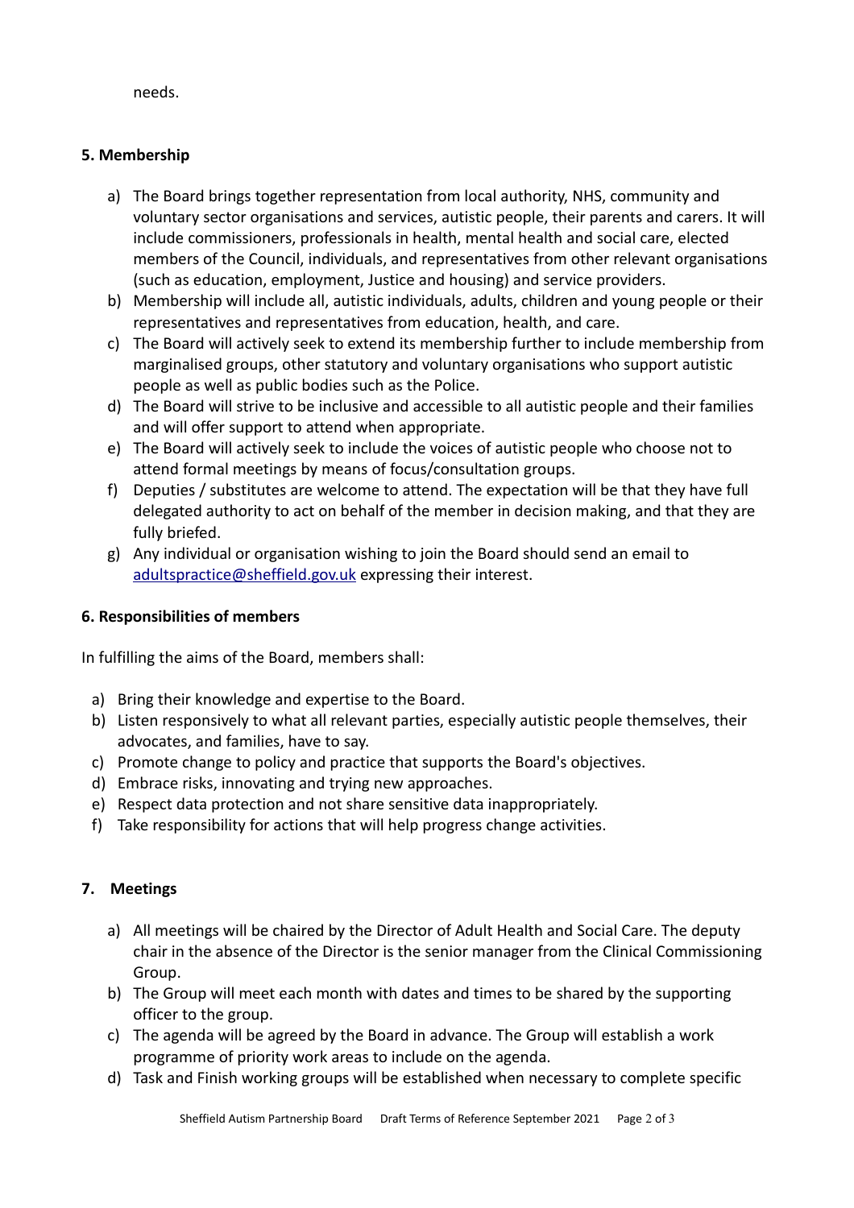needs.

### 5. Membership

a) The Board brings together representation from local authority, NHS, community and voluntary sector organisations and services, autistic people, their parents and carers. It will include commissioners, professionals in health, mental health and social care, elected members of the Council, individuals, and representatives from other relevant organisations (such as education, employment, Justice and housing) and service providers.
b) Membership will include all, autistic individuals, adults, children and young people or their representatives and representatives from education, health, and care.
c) The Board will actively seek to extend its membership further to include membership from marginalised groups, other statutory and voluntary organisations who support autistic people as well as public bodies such as the Police.
d) The Board will strive to be inclusive and accessible to all autistic people and their families and will offer support to attend when appropriate.
e) The Board will actively seek to include the voices of autistic people who choose not to attend formal meetings by means of focus/consultation groups.
f) Deputies / substitutes are welcome to attend. The expectation will be that they have full delegated authority to act on behalf of the member in decision making, and that they are fully briefed.
g) Any individual or organisation wishing to join the Board should send an email to [adultspractice@sheffield.gov.uk](mailto:adultspractice@sheffield.gov.uk) expressing their interest.

### 6. Responsibilities of members

In fulfilling the aims of the Board, members shall:

a) Bring their knowledge and expertise to the Board.
b) Listen responsively to what all relevant parties, especially autistic people themselves, their advocates, and families, have to say.
c) Promote change to policy and practice that supports the Board's objectives.
d) Embrace risks, innovating and trying new approaches.
e) Respect data protection and not share sensitive data inappropriately.
f) Take responsibility for actions that will help progress change activities.

### 7. Meetings

a) All meetings will be chaired by the Director of Adult Health and Social Care. The deputy chair in the absence of the Director is the senior manager from the Clinical Commissioning Group.
b) The Group will meet each month with dates and times to be shared by the supporting officer to the group.
c) The agenda will be agreed by the Board in advance. The Group will establish a work programme of priority work areas to include on the agenda.
d) Task and Finish working groups will be established when necessary to complete specific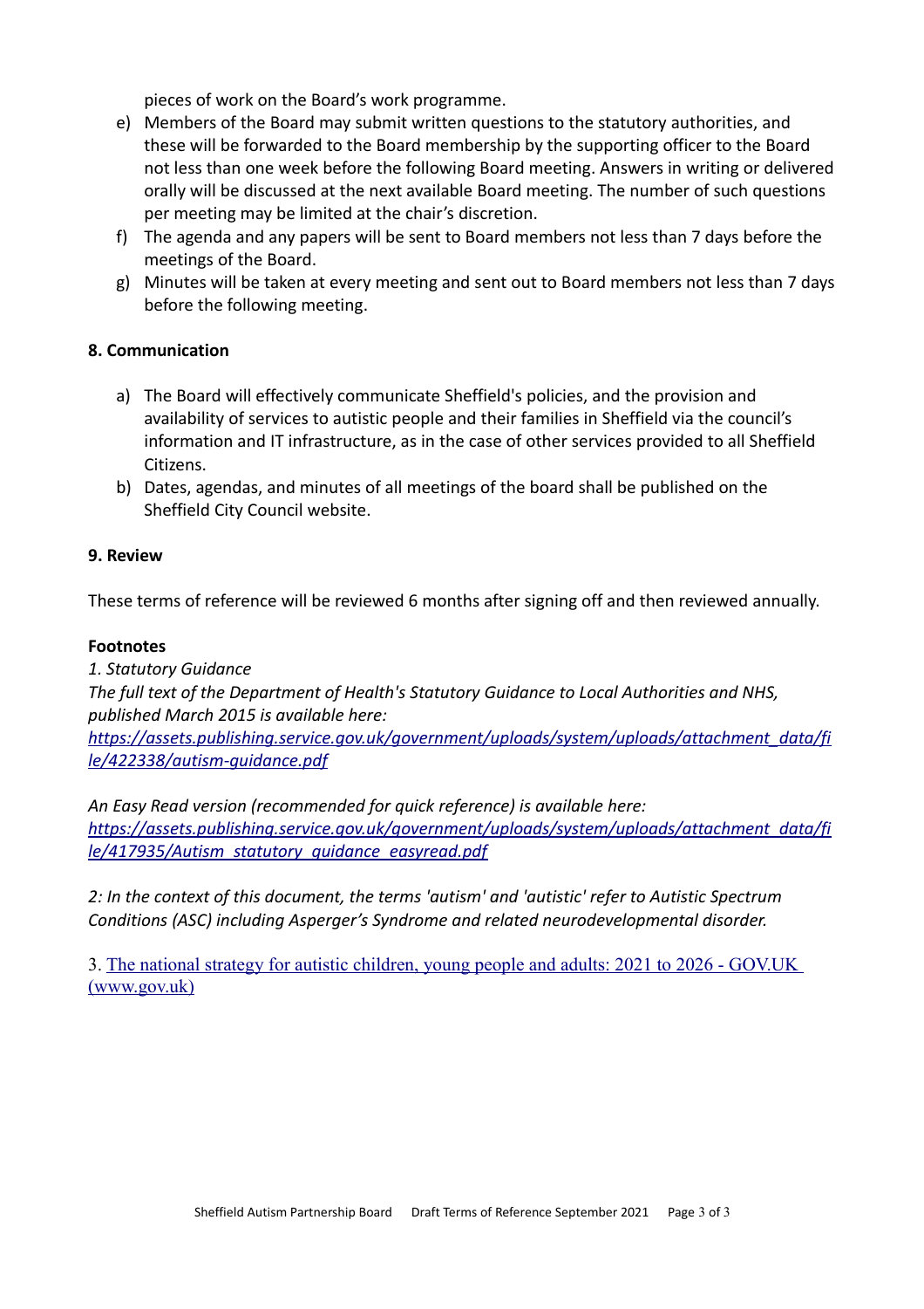pieces of work on the Board's work programme.

e) Members of the Board may submit written questions to the statutory authorities, and these will be forwarded to the Board membership by the supporting officer to the Board not less than one week before the following Board meeting. Answers in writing or delivered orally will be discussed at the next available Board meeting. The number of such questions per meeting may be limited at the chair's discretion.
f) The agenda and any papers will be sent to Board members not less than 7 days before the meetings of the Board.
g) Minutes will be taken at every meeting and sent out to Board members not less than 7 days before the following meeting.

**8. Communication**

a) The Board will effectively communicate Sheffield's policies, and the provision and availability of services to autistic people and their families in Sheffield via the council's information and IT infrastructure, as in the case of other services provided to all Sheffield Citizens.
b) Dates, agendas, and minutes of all meetings of the board shall be published on the Sheffield City Council website.

**9. Review**

These terms of reference will be reviewed 6 months after signing off and then reviewed annually.

**Footnotes**

*1. Statutory Guidance*

*The full text of the Department of Health's Statutory Guidance to Local Authorities and NHS, published March 2015 is available here:*
*https://assets.publishing.service.gov.uk/government/uploads/system/uploads/attachment_data/file/422338/autism-guidance.pdf*

*An Easy Read version (recommended for quick reference) is available here:*
*https://assets.publishing.service.gov.uk/government/uploads/system/uploads/attachment_data/file/417935/Autism_statutory_guidance_easyread.pdf*

*2: In the context of this document, the terms 'autism' and 'autistic' refer to Autistic Spectrum Conditions (ASC) including Asperger's Syndrome and related neurodevelopmental disorder.*

3. The national strategy for autistic children, young people and adults: 2021 to 2026 - GOV.UK (www.gov.uk)